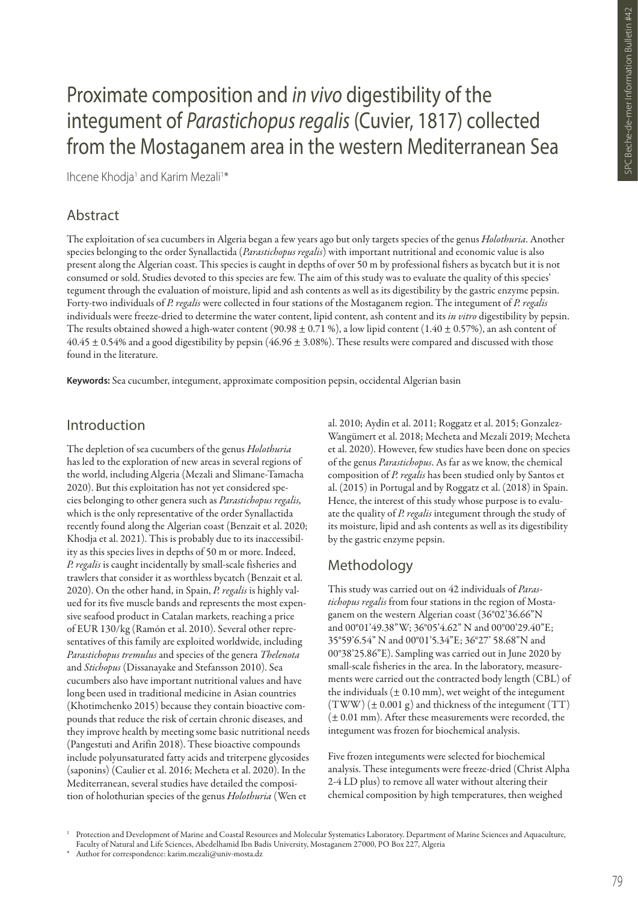# Proximate composition and *in vivo* digestibility of the integument of *Parastichopus regalis* (Cuvier, 1817) collected from the Mostaganem area in the western Mediterranean Sea

Ihcene Khodja[1] and Karim Mezali[1]*

## Abstract

The exploitation of sea cucumbers in Algeria began a few years ago but only targets species of the genus *Holothuria*. Another species belonging to the order Synallactida (*Parastichopus regalis*) with important nutritional and economic value is also present along the Algerian coast. This species is caught in depths of over 50 m by professional fishers as bycatch but it is not consumed or sold. Studies devoted to this species are few. The aim of this study was to evaluate the quality of this species' tegument through the evaluation of moisture, lipid and ash contents as well as its digestibility by the gastric enzyme pepsin. Forty-two individuals of *P. regalis* were collected in four stations of the Mostaganem region. The integument of *P. regalis* individuals were freeze-dried to determine the water content, lipid content, ash content and its *in vitro* digestibility by pepsin. The results obtained showed a high-water content (90.98 ± 0.71 %), a low lipid content (1.40 ± 0.57%), an ash content of 40.45 ± 0.54% and a good digestibility by pepsin (46.96 ± 3.08%). These results were compared and discussed with those found in the literature.

**Keywords:** Sea cucumber, integument, approximate composition pepsin, occidental Algerian basin

## Introduction

The depletion of sea cucumbers of the genus *Holothuria* has led to the exploration of new areas in several regions of the world, including Algeria (Mezali and Slimane-Tamacha 2020). But this exploitation has not yet considered species belonging to other genera such as *Parastichopus regalis,* which is the only representative of the order Synallactida recently found along the Algerian coast (Benzait et al. 2020; Khodja et al. 2021). This is probably due to its inaccessibility as this species lives in depths of 50 m or more. Indeed, *P. regalis* is caught incidentally by small-scale fisheries and trawlers that consider it as worthless bycatch (Benzait et al. 2020). On the other hand, in Spain, *P. regalis* is highly valued for its five muscle bands and represents the most expensive seafood product in Catalan markets, reaching a price of EUR 130/kg (Ramón et al. 2010). Several other representatives of this family are exploited worldwide, including *Parastichopus tremulus* and species of the genera *Thelenota* and *Stichopus* (Dissanayake and Stefansson 2010). Sea cucumbers also have important nutritional values and have long been used in traditional medicine in Asian countries (Khotimchenko 2015) because they contain bioactive compounds that reduce the risk of certain chronic diseases, and they improve health by meeting some basic nutritional needs (Pangestuti and Arifin 2018). These bioactive compounds include polyunsaturated fatty acids and triterpene glycosides (saponins) (Caulier et al. 2016; Mecheta et al. 2020). In the Mediterranean, several studies have detailed the composition of holothurian species of the genus *Holothuria* (Wen et al. 2010; Aydin et al. 2011; Roggatz et al. 2015; Gonzalez-Wangümert et al. 2018; Mecheta and Mezali 2019; Mecheta et al. 2020). However, few studies have been done on species of the genus *Parastichopus*. As far as we know, the chemical composition of *P. regalis* has been studied only by Santos et al. (2015) in Portugal and by Roggatz et al. (2018) in Spain. Hence, the interest of this study whose purpose is to evaluate the quality of *P. regalis* integument through the study of its moisture, lipid and ash contents as well as its digestibility by the gastric enzyme pepsin.

## Methodology

This study was carried out on 42 individuals of *Parastichopus regalis* from four stations in the region of Mostaganem on the western Algerian coast (36°02'36.66"N and 00°01'49.38"W; 36°05'4.62" N and 00°00'29.40"E; 35°59'6.54" N and 00°01'5.34"E; 36°27' 58.68"N and 00°38'25.86"E). Sampling was carried out in June 2020 by small-scale fisheries in the area. In the laboratory, measurements were carried out the contracted body length (CBL) of the individuals (± 0.10 mm), wet weight of the integument (TWW) (± 0.001 g) and thickness of the integument (TT) (± 0.01 mm). After these measurements were recorded, the integument was frozen for biochemical analysis.

Five frozen integuments were selected for biochemical analysis. These integuments were freeze-dried (Christ Alpha 2-4 LD plus) to remove all water without altering their chemical composition by high temperatures, then weighed

[1] Protection and Development of Marine and Coastal Resources and Molecular Systematics Laboratory. Department of Marine Sciences and Aquaculture, Faculty of Natural and Life Sciences, Abedelhamid Ibn Badis University, Mostaganem 27000, PO Box 227, Algeria

\* Author for correspondence: karim.mezali@univ-mosta.dz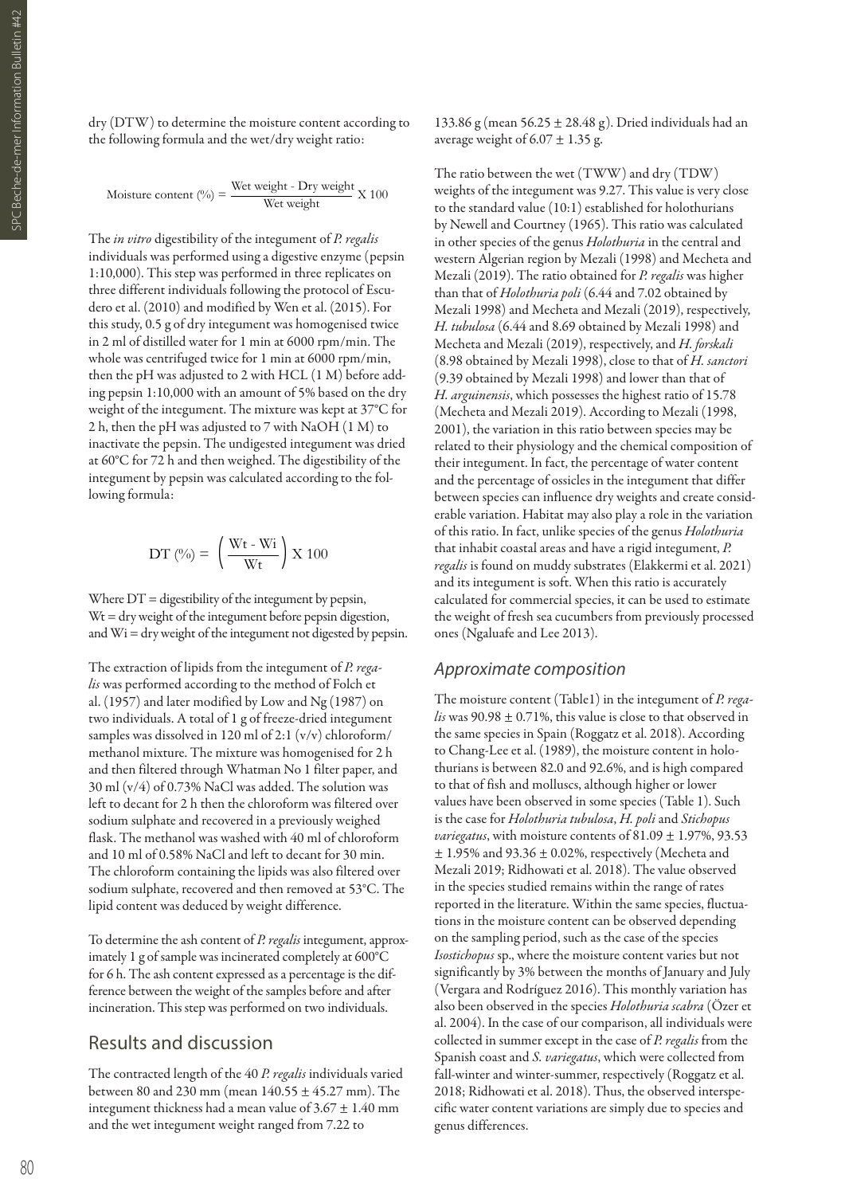dry (DTW) to determine the moisture content according to the following formula and the wet/dry weight ratio:

$$\text{Moisture content (\%)} = \frac{\text{Wet weight - Dry weight}}{\text{Wet weight}} \text{ X } 100$$

The *in vitro* digestibility of the integument of *P. regalis* individuals was performed using a digestive enzyme (pepsin 1:10,000). This step was performed in three replicates on three different individuals following the protocol of Escudero et al. (2010) and modified by Wen et al. (2015). For this study, 0.5 g of dry integument was homogenised twice in 2 ml of distilled water for 1 min at 6000 rpm/min. The whole was centrifuged twice for 1 min at 6000 rpm/min, then the pH was adjusted to 2 with HCL (1 M) before adding pepsin 1:10,000 with an amount of 5% based on the dry weight of the integument. The mixture was kept at 37°C for 2 h, then the pH was adjusted to 7 with NaOH (1 M) to inactivate the pepsin. The undigested integument was dried at 60°C for 72 h and then weighed. The digestibility of the integument by pepsin was calculated according to the following formula:

$$\text{DT (\%)} = \left( \frac{\text{Wt - Wi}}{\text{Wt}} \right) \text{ X } 100$$

Where DT = digestibility of the integument by pepsin, Wt = dry weight of the integument before pepsin digestion, and Wi = dry weight of the integument not digested by pepsin.

The extraction of lipids from the integument of *P. regalis* was performed according to the method of Folch et al. (1957) and later modified by Low and Ng (1987) on two individuals. A total of 1 g of freeze-dried integument samples was dissolved in 120 ml of 2:1 (v/v) chloroform/methanol mixture. The mixture was homogenised for 2 h and then filtered through Whatman No 1 filter paper, and 30 ml (v/4) of 0.73% NaCl was added. The solution was left to decant for 2 h then the chloroform was filtered over sodium sulphate and recovered in a previously weighed flask. The methanol was washed with 40 ml of chloroform and 10 ml of 0.58% NaCl and left to decant for 30 min. The chloroform containing the lipids was also filtered over sodium sulphate, recovered and then removed at 53°C. The lipid content was deduced by weight difference.

To determine the ash content of *P. regalis* integument, approximately 1 g of sample was incinerated completely at 600°C for 6 h. The ash content expressed as a percentage is the difference between the weight of the samples before and after incineration. This step was performed on two individuals.

## Results and discussion

The contracted length of the 40 *P. regalis* individuals varied between 80 and 230 mm (mean 140.55 ± 45.27 mm). The integument thickness had a mean value of 3.67 ± 1.40 mm and the wet integument weight ranged from 7.22 to 133.86 g (mean 56.25 ± 28.48 g). Dried individuals had an average weight of 6.07 ± 1.35 g.

The ratio between the wet (TWW) and dry (TDW) weights of the integument was 9.27. This value is very close to the standard value (10:1) established for holothurians by Newell and Courtney (1965). This ratio was calculated in other species of the genus *Holothuria* in the central and western Algerian region by Mezali (1998) and Mecheta and Mezali (2019). The ratio obtained for *P. regalis* was higher than that of *Holothuria poli* (6.44 and 7.02 obtained by Mezali 1998) and Mecheta and Mezali (2019), respectively, *H. tubulosa* (6.44 and 8.69 obtained by Mezali 1998) and Mecheta and Mezali (2019), respectively, and *H. forskali* (8.98 obtained by Mezali 1998), close to that of *H. sanctori* (9.39 obtained by Mezali 1998) and lower than that of *H. arguinensis*, which possesses the highest ratio of 15.78 (Mecheta and Mezali 2019). According to Mezali (1998, 2001), the variation in this ratio between species may be related to their physiology and the chemical composition of their integument. In fact, the percentage of water content and the percentage of ossicles in the integument that differ between species can influence dry weights and create considerable variation. Habitat may also play a role in the variation of this ratio. In fact, unlike species of the genus *Holothuria* that inhabit coastal areas and have a rigid integument, *P. regalis* is found on muddy substrates (Elakkermi et al. 2021) and its integument is soft. When this ratio is accurately calculated for commercial species, it can be used to estimate the weight of fresh sea cucumbers from previously processed ones (Ngaluafe and Lee 2013).

### Approximate composition

The moisture content (Table1) in the integument of *P. regalis* was 90.98 ± 0.71%, this value is close to that observed in the same species in Spain (Roggatz et al. 2018). According to Chang-Lee et al. (1989), the moisture content in holothurians is between 82.0 and 92.6%, and is high compared to that of fish and molluscs, although higher or lower values have been observed in some species (Table 1). Such is the case for *Holothuria tubulosa*, *H. poli* and *Stichopus variegatus*, with moisture contents of 81.09 ± 1.97%, 93.53 ± 1.95% and 93.36 ± 0.02%, respectively (Mecheta and Mezali 2019; Ridhowati et al. 2018). The value observed in the species studied remains within the range of rates reported in the literature. Within the same species, fluctuations in the moisture content can be observed depending on the sampling period, such as the case of the species *Isostichopus* sp., where the moisture content varies but not significantly by 3% between the months of January and July (Vergara and Rodríguez 2016). This monthly variation has also been observed in the species *Holothuria scabra* (Özer et al. 2004). In the case of our comparison, all individuals were collected in summer except in the case of *P. regalis* from the Spanish coast and *S. variegatus*, which were collected from fall-winter and winter-summer, respectively (Roggatz et al. 2018; Ridhowati et al. 2018). Thus, the observed interspecific water content variations are simply due to species and genus differences.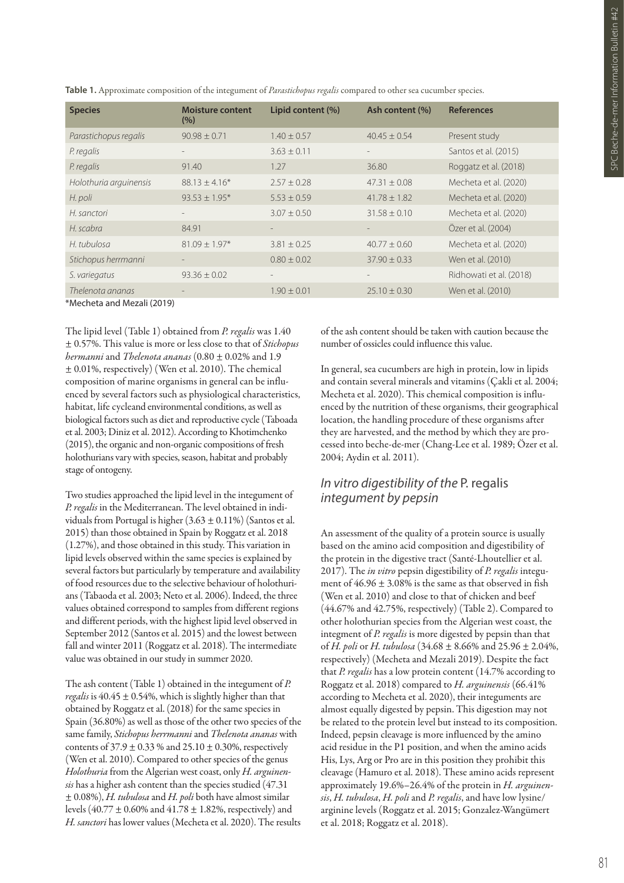**Table 1.** Approximate composition of the integument of *Parastichopus regalis* compared to other sea cucumber species.

| Species | Moisture content (%) | Lipid content (%) | Ash content (%) | References |
|---|---|---|---|---|
| *Parastichopus regalis* | 90.98 ± 0.71 | 1.40 ± 0.57 | 40.45 ± 0.54 | Present study |
| *P. regalis* | - | 3.63 ± 0.11 | - | Santos et al. (2015) |
| *P. regalis* | 91.40 | 1.27 | 36.80 | Roggatz et al. (2018) |
| *Holothuria arguinensis* | 88.13 ± 4.16* | 2.57 ± 0.28 | 47.31 ± 0.08 | Mecheta et al. (2020) |
| *H. poli* | 93.53 ± 1.95* | 5.53 ± 0.59 | 41.78 ± 1.82 | Mecheta et al. (2020) |
| *H. sanctori* | - | 3.07 ± 0.50 | 31.58 ± 0.10 | Mecheta et al. (2020) |
| *H. scabra* | 84.91 | - | - | Özer et al. (2004) |
| *H. tubulosa* | 81.09 ± 1.97* | 3.81 ± 0.25 | 40.77 ± 0.60 | Mecheta et al. (2020) |
| *Stichopus herrmanni* | - | 0.80 ± 0.02 | 37.90 ± 0.33 | Wen et al. (2010) |
| *S. variegatus* | 93.36 ± 0.02 | - | - | Ridhowati et al. (2018) |
| *Thelenota ananas* | - | 1.90 ± 0.01 | 25.10 ± 0.30 | Wen et al. (2010) |

*Mecheta and Mezali (2019)

The lipid level (Table 1) obtained from *P. regalis* was 1.40 ± 0.57%. This value is more or less close to that of *Stichopus hermanni* and *Thelenota ananas* (0.80 ± 0.02% and 1.9 ± 0.01%, respectively) (Wen et al. 2010). The chemical composition of marine organisms in general can be influenced by several factors such as physiological characteristics, habitat, life cycleand environmental conditions, as well as biological factors such as diet and reproductive cycle (Taboada et al. 2003; Diniz et al. 2012). According to Khotimchenko (2015), the organic and non-organic compositions of fresh holothurians vary with species, season, habitat and probably stage of ontogeny.

Two studies approached the lipid level in the integument of *P. regalis* in the Mediterranean. The level obtained in individuals from Portugal is higher (3.63 ± 0.11%) (Santos et al. 2015) than those obtained in Spain by Roggatz et al. 2018 (1.27%), and those obtained in this study. This variation in lipid levels observed within the same species is explained by several factors but particularly by temperature and availability of food resources due to the selective behaviour of holothurians (Tabaoda et al. 2003; Neto et al. 2006). Indeed, the three values obtained correspond to samples from different regions and different periods, with the highest lipid level observed in September 2012 (Santos et al. 2015) and the lowest between fall and winter 2011 (Roggatz et al. 2018). The intermediate value was obtained in our study in summer 2020.

The ash content (Table 1) obtained in the integument of *P. regalis* is 40.45 ± 0.54%, which is slightly higher than that obtained by Roggatz et al. (2018) for the same species in Spain (36.80%) as well as those of the other two species of the same family, *Stichopus herrmanni* and *Thelenota ananas* with contents of 37.9 ± 0.33 % and 25.10 ± 0.30%, respectively (Wen et al. 2010). Compared to other species of the genus *Holothuria* from the Algerian west coast, only *H. arguinensis* has a higher ash content than the species studied (47.31 ± 0.08%), *H. tubulosa* and *H. poli* both have almost similar levels (40.77 ± 0.60% and 41.78 ± 1.82%, respectively) and *H. sanctori* has lower values (Mecheta et al. 2020). The results of the ash content should be taken with caution because the number of ossicles could influence this value.

In general, sea cucumbers are high in protein, low in lipids and contain several minerals and vitamins (Çakli et al. 2004; Mecheta et al. 2020). This chemical composition is influenced by the nutrition of these organisms, their geographical location, the handling procedure of these organisms after they are harvested, and the method by which they are processed into beche-de-mer (Chang-Lee et al. 1989; Özer et al. 2004; Aydin et al. 2011).

## *In vitro digestibility of the* P. regalis *integument by pepsin*

An assessment of the quality of a protein source is usually based on the amino acid composition and digestibility of the protein in the digestive tract (Santé-Lhoutellier et al. 2017). The *in vitro* pepsin digestibility of *P. regalis* integument of 46.96 ± 3.08% is the same as that observed in fish (Wen et al. 2010) and close to that of chicken and beef (44.67% and 42.75%, respectively) (Table 2). Compared to other holothurian species from the Algerian west coast, the integment of *P. regalis* is more digested by pepsin than that of *H. poli* or *H. tubulosa* (34.68 ± 8.66% and 25.96 ± 2.04%, respectively) (Mecheta and Mezali 2019). Despite the fact that *P. regalis* has a low protein content (14.7% according to Roggatz et al. 2018) compared to *H. arguinensis* (66.41% according to Mecheta et al. 2020), their integuments are almost equally digested by pepsin. This digestion may not be related to the protein level but instead to its composition. Indeed, pepsin cleavage is more influenced by the amino acid residue in the P1 position, and when the amino acids His, Lys, Arg or Pro are in this position they prohibit this cleavage (Hamuro et al. 2018). These amino acids represent approximately 19.6%–26.4% of the protein in *H. arguinensis*, *H. tubulosa*, *H. poli* and *P. regalis*, and have low lysine/arginine levels (Roggatz et al. 2015; Gonzalez-Wangümert et al. 2018; Roggatz et al. 2018).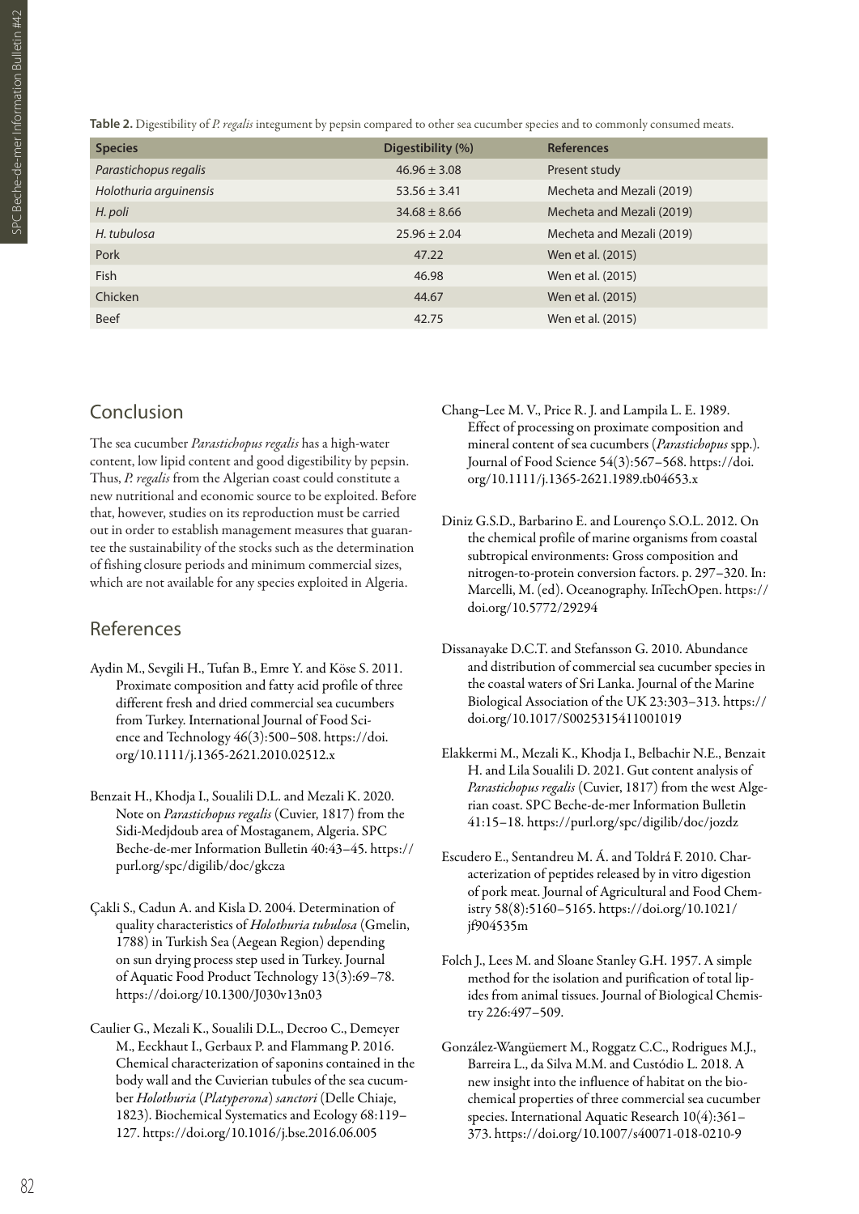**Table 2.** Digestibility of *P. regalis* integument by pepsin compared to other sea cucumber species and to commonly consumed meats.

| Species | Digestibility (%) | References |
|---|---|---|
| *Parastichopus regalis* | 46.96 ± 3.08 | Present study |
| *Holothuria arguinensis* | 53.56 ± 3.41 | Mecheta and Mezali (2019) |
| *H. poli* | 34.68 ± 8.66 | Mecheta and Mezali (2019) |
| *H. tubulosa* | 25.96 ± 2.04 | Mecheta and Mezali (2019) |
| Pork | 47.22 | Wen et al. (2015) |
| Fish | 46.98 | Wen et al. (2015) |
| Chicken | 44.67 | Wen et al. (2015) |
| Beef | 42.75 | Wen et al. (2015) |

## Conclusion

The sea cucumber *Parastichopus regalis* has a high-water content, low lipid content and good digestibility by pepsin. Thus, *P. regalis* from the Algerian coast could constitute a new nutritional and economic source to be exploited. Before that, however, studies on its reproduction must be carried out in order to establish management measures that guarantee the sustainability of the stocks such as the determination of fishing closure periods and minimum commercial sizes, which are not available for any species exploited in Algeria.

## References

Aydin M., Sevgili H., Tufan B., Emre Y. and Köse S. 2011. Proximate composition and fatty acid profile of three different fresh and dried commercial sea cucumbers from Turkey. International Journal of Food Science and Technology 46(3):500–508. https://doi.org/10.1111/j.1365-2621.2010.02512.x

Benzait H., Khodja I., Soualili D.L. and Mezali K. 2020. Note on *Parastichopus regalis* (Cuvier, 1817) from the Sidi-Medjdoub area of Mostaganem, Algeria. SPC Beche-de-mer Information Bulletin 40:43–45. https://purl.org/spc/digilib/doc/gkcza

Çakli S., Cadun A. and Kisla D. 2004. Determination of quality characteristics of *Holothuria tubulosa* (Gmelin, 1788) in Turkish Sea (Aegean Region) depending on sun drying process step used in Turkey. Journal of Aquatic Food Product Technology 13(3):69–78. https://doi.org/10.1300/J030v13n03

Caulier G., Mezali K., Soualili D.L., Decroo C., Demeyer M., Eeckhaut I., Gerbaux P. and Flammang P. 2016. Chemical characterization of saponins contained in the body wall and the Cuvierian tubules of the sea cucumber *Holothuria* (*Platyperona*) *sanctori* (Delle Chiaje, 1823). Biochemical Systematics and Ecology 68:119–127. https://doi.org/10.1016/j.bse.2016.06.005

Chang–Lee M. V., Price R. J. and Lampila L. E. 1989. Effect of processing on proximate composition and mineral content of sea cucumbers (*Parastichopus* spp.). Journal of Food Science 54(3):567–568. https://doi.org/10.1111/j.1365-2621.1989.tb04653.x

Diniz G.S.D., Barbarino E. and Lourenço S.O.L. 2012. On the chemical profile of marine organisms from coastal subtropical environments: Gross composition and nitrogen-to-protein conversion factors. p. 297–320. In: Marcelli, M. (ed). Oceanography. InTechOpen. https://doi.org/10.5772/29294

Dissanayake D.C.T. and Stefansson G. 2010. Abundance and distribution of commercial sea cucumber species in the coastal waters of Sri Lanka. Journal of the Marine Biological Association of the UK 23:303–313. https://doi.org/10.1017/S0025315411001019

Elakkermi M., Mezali K., Khodja I., Belbachir N.E., Benzait H. and Lila Soualili D. 2021. Gut content analysis of *Parastichopus regalis* (Cuvier, 1817) from the west Algerian coast. SPC Beche-de-mer Information Bulletin 41:15–18. https://purl.org/spc/digilib/doc/jozdz

Escudero E., Sentandreu M. Á. and Toldrá F. 2010. Characterization of peptides released by in vitro digestion of pork meat. Journal of Agricultural and Food Chemistry 58(8):5160–5165. https://doi.org/10.1021/jf904535m

Folch J., Lees M. and Sloane Stanley G.H. 1957. A simple method for the isolation and purification of total lipides from animal tissues. Journal of Biological Chemistry 226:497–509.

González-Wangüemert M., Roggatz C.C., Rodrigues M.J., Barreira L., da Silva M.M. and Custódio L. 2018. A new insight into the influence of habitat on the biochemical properties of three commercial sea cucumber species. International Aquatic Research 10(4):361–373. https://doi.org/10.1007/s40071-018-0210-9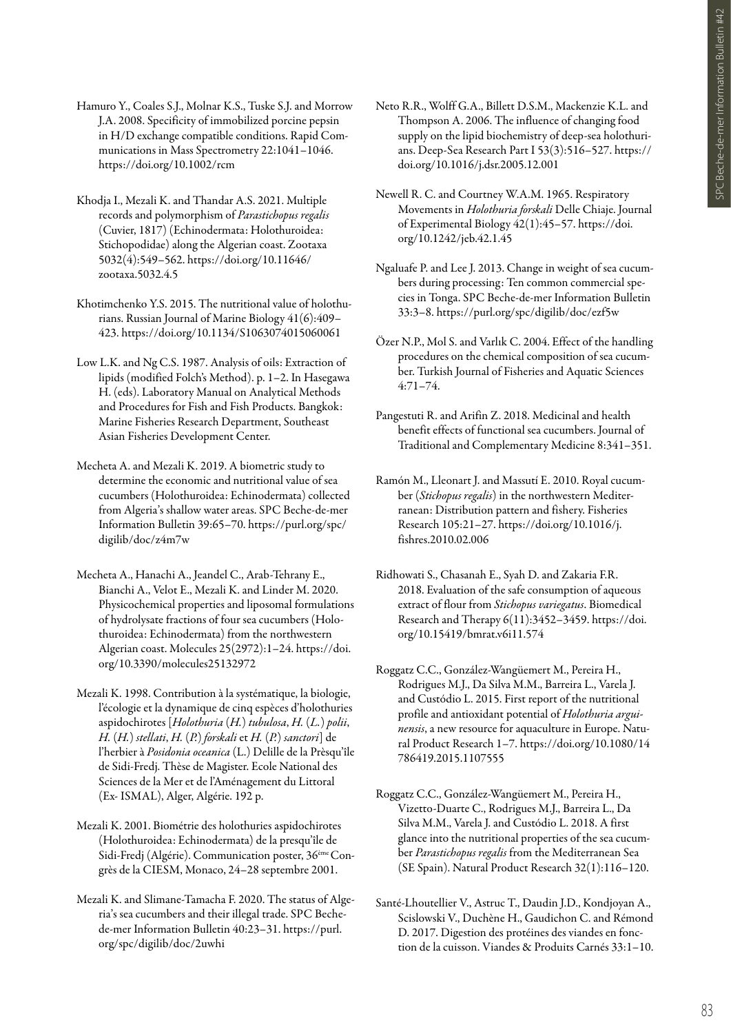Hamuro Y., Coales S.J., Molnar K.S., Tuske S.J. and Morrow J.A. 2008. Specificity of immobilized porcine pepsin in H/D exchange compatible conditions. Rapid Communications in Mass Spectrometry 22:1041–1046. https://doi.org/10.1002/rcm

Khodja I., Mezali K. and Thandar A.S. 2021. Multiple records and polymorphism of *Parastichopus regalis* (Cuvier, 1817) (Echinodermata: Holothuroidea: Stichopodidae) along the Algerian coast. Zootaxa 5032(4):549–562. https://doi.org/10.11646/zootaxa.5032.4.5

Khotimchenko Y.S. 2015. The nutritional value of holothurians. Russian Journal of Marine Biology 41(6):409–423. https://doi.org/10.1134/S1063074015060061

Low L.K. and Ng C.S. 1987. Analysis of oils: Extraction of lipids (modified Folch's Method). p. 1–2. In Hasegawa H. (eds). Laboratory Manual on Analytical Methods and Procedures for Fish and Fish Products. Bangkok: Marine Fisheries Research Department, Southeast Asian Fisheries Development Center.

Mecheta A. and Mezali K. 2019. A biometric study to determine the economic and nutritional value of sea cucumbers (Holothuroidea: Echinodermata) collected from Algeria's shallow water areas. SPC Beche-de-mer Information Bulletin 39:65–70. https://purl.org/spc/digilib/doc/z4m7w

Mecheta A., Hanachi A., Jeandel C., Arab-Tehrany E., Bianchi A., Velot E., Mezali K. and Linder M. 2020. Physicochemical properties and liposomal formulations of hydrolysate fractions of four sea cucumbers (Holothuroidea: Echinodermata) from the northwestern Algerian coast. Molecules 25(2972):1–24. https://doi.org/10.3390/molecules25132972

Mezali K. 1998. Contribution à la systématique, la biologie, l'écologie et la dynamique de cinq espèces d'holothuries aspidochirotes [*Holothuria* (*H.*) *tubulosa*, *H.* (*L.*) *polii*, *H.* (*H.*) *stellati*, *H.* (*P.*) *forskali* et *H.* (*P.*) *sanctori*] de l'herbier à *Posidonia oceanica* (L.) Delille de la Prèsqu'île de Sidi-Fredj. Thèse de Magister. Ecole National des Sciences de la Mer et de l'Aménagement du Littoral (Ex- ISMAL), Alger, Algérie. 192 p.

Mezali K. 2001. Biométrie des holothuries aspidochirotes (Holothuroidea: Echinodermata) de la presqu'île de Sidi-Fredj (Algérie). Communication poster, 36ème Congrès de la CIESM, Monaco, 24–28 septembre 2001.

Mezali K. and Slimane-Tamacha F. 2020. The status of Algeria's sea cucumbers and their illegal trade. SPC Beche-de-mer Information Bulletin 40:23–31. https://purl.org/spc/digilib/doc/2uwhi

Neto R.R., Wolff G.A., Billett D.S.M., Mackenzie K.L. and Thompson A. 2006. The influence of changing food supply on the lipid biochemistry of deep-sea holothurians. Deep-Sea Research Part I 53(3):516–527. https://doi.org/10.1016/j.dsr.2005.12.001

Newell R. C. and Courtney W.A.M. 1965. Respiratory Movements in *Holothuria forskali* Delle Chiaje. Journal of Experimental Biology 42(1):45–57. https://doi.org/10.1242/jeb.42.1.45

Ngaluafe P. and Lee J. 2013. Change in weight of sea cucumbers during processing: Ten common commercial species in Tonga. SPC Beche-de-mer Information Bulletin 33:3–8. https://purl.org/spc/digilib/doc/ezf5w

Özer N.P., Mol S. and Varlık C. 2004. Effect of the handling procedures on the chemical composition of sea cucumber. Turkish Journal of Fisheries and Aquatic Sciences 4:71–74.

Pangestuti R. and Arifin Z. 2018. Medicinal and health benefit effects of functional sea cucumbers. Journal of Traditional and Complementary Medicine 8:341–351.

Ramón M., Lleonart J. and Massutí E. 2010. Royal cucumber (*Stichopus regalis*) in the northwestern Mediterranean: Distribution pattern and fishery. Fisheries Research 105:21–27. https://doi.org/10.1016/j.fishres.2010.02.006

Ridhowati S., Chasanah E., Syah D. and Zakaria F.R. 2018. Evaluation of the safe consumption of aqueous extract of flour from *Stichopus variegatus*. Biomedical Research and Therapy 6(11):3452–3459. https://doi.org/10.15419/bmrat.v6i11.574

Roggatz C.C., González-Wangüemert M., Pereira H., Rodrigues M.J., Da Silva M.M., Barreira L., Varela J. and Custódio L. 2015. First report of the nutritional profile and antioxidant potential of *Holothuria arguinensis*, a new resource for aquaculture in Europe. Natural Product Research 1–7. https://doi.org/10.1080/14786419.2015.1107555

Roggatz C.C., González-Wangüemert M., Pereira H., Vizetto-Duarte C., Rodrigues M.J., Barreira L., Da Silva M.M., Varela J. and Custódio L. 2018. A first glance into the nutritional properties of the sea cucumber *Parastichopus regalis* from the Mediterranean Sea (SE Spain). Natural Product Research 32(1):116–120.

Santé-Lhoutellier V., Astruc T., Daudin J.D., Kondjoyan A., Scislowski V., Duchène H., Gaudichon C. and Rémond D. 2017. Digestion des protéines des viandes en fonction de la cuisson. Viandes & Produits Carnés 33:1–10.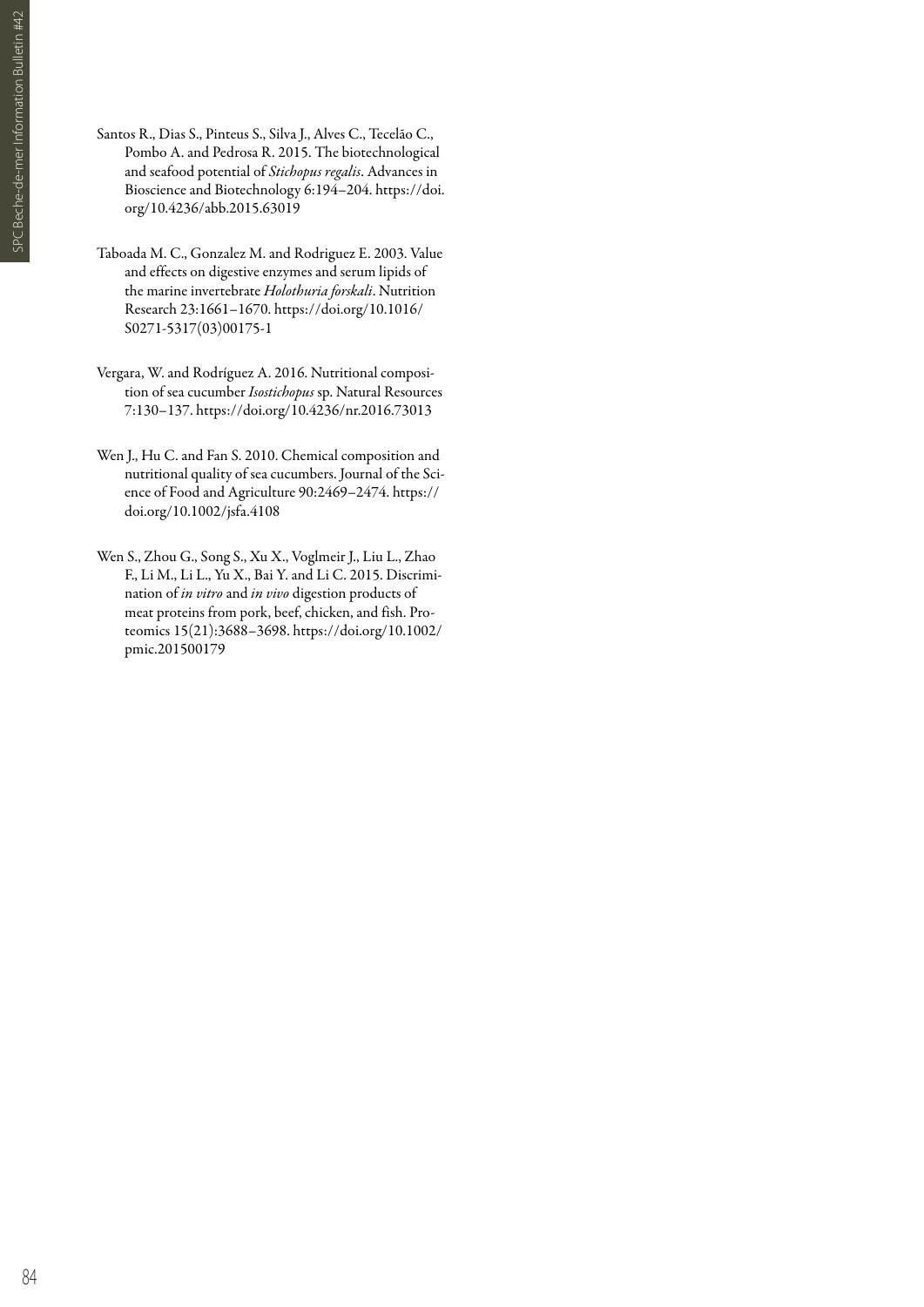Santos R., Dias S., Pinteus S., Silva J., Alves C., Tecelão C., Pombo A. and Pedrosa R. 2015. The biotechnological and seafood potential of *Stichopus regalis*. Advances in Bioscience and Biotechnology 6:194–204. https://doi.org/10.4236/abb.2015.63019

Taboada M. C., Gonzalez M. and Rodriguez E. 2003. Value and effects on digestive enzymes and serum lipids of the marine invertebrate *Holothuria forskali*. Nutrition Research 23:1661–1670. https://doi.org/10.1016/S0271-5317(03)00175-1

Vergara, W. and Rodríguez A. 2016. Nutritional composition of sea cucumber *Isostichopus* sp. Natural Resources 7:130–137. https://doi.org/10.4236/nr.2016.73013

Wen J., Hu C. and Fan S. 2010. Chemical composition and nutritional quality of sea cucumbers. Journal of the Science of Food and Agriculture 90:2469–2474. https://doi.org/10.1002/jsfa.4108

Wen S., Zhou G., Song S., Xu X., Voglmeir J., Liu L., Zhao F., Li M., Li L., Yu X., Bai Y. and Li C. 2015. Discrimination of *in vitro* and *in vivo* digestion products of meat proteins from pork, beef, chicken, and fish. Proteomics 15(21):3688–3698. https://doi.org/10.1002/pmic.201500179